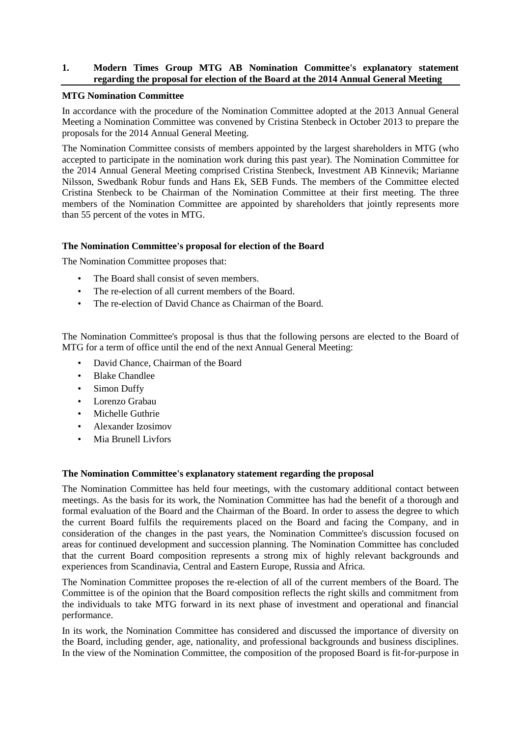# 1. Modern Times Group MTG AB Nomination Committee's explanatory statement regarding the proposal for election of the Board at the 2014 Annual General Meeting

**MTG Nomination Committee**

In accordance with the procedure of the Nomination Committee adopted at the 2013 Annual General Meeting a Nomination Committee was convened by Cristina Stenbeck in October 2013 to prepare the proposals for the 2014 Annual General Meeting.

The Nomination Committee consists of members appointed by the largest shareholders in MTG (who accepted to participate in the nomination work during this past year). The Nomination Committee for the 2014 Annual General Meeting comprised Cristina Stenbeck, Investment AB Kinnevik; Marianne Nilsson, Swedbank Robur funds and Hans Ek, SEB Funds. The members of the Committee elected Cristina Stenbeck to be Chairman of the Nomination Committee at their first meeting. The three members of the Nomination Committee are appointed by shareholders that jointly represents more than 55 percent of the votes in MTG.

**The Nomination Committee's proposal for election of the Board**

The Nomination Committee proposes that:

- The Board shall consist of seven members.
- The re-election of all current members of the Board.
- The re-election of David Chance as Chairman of the Board.

The Nomination Committee's proposal is thus that the following persons are elected to the Board of MTG for a term of office until the end of the next Annual General Meeting:

- David Chance, Chairman of the Board
- Blake Chandlee
- Simon Duffy
- Lorenzo Grabau
- Michelle Guthrie
- Alexander Izosimov
- Mia Brunell Livfors

**The Nomination Committee's explanatory statement regarding the proposal**

The Nomination Committee has held four meetings, with the customary additional contact between meetings. As the basis for its work, the Nomination Committee has had the benefit of a thorough and formal evaluation of the Board and the Chairman of the Board. In order to assess the degree to which the current Board fulfils the requirements placed on the Board and facing the Company, and in consideration of the changes in the past years, the Nomination Committee's discussion focused on areas for continued development and succession planning. The Nomination Committee has concluded that the current Board composition represents a strong mix of highly relevant backgrounds and experiences from Scandinavia, Central and Eastern Europe, Russia and Africa.

The Nomination Committee proposes the re-election of all of the current members of the Board. The Committee is of the opinion that the Board composition reflects the right skills and commitment from the individuals to take MTG forward in its next phase of investment and operational and financial performance.

In its work, the Nomination Committee has considered and discussed the importance of diversity on the Board, including gender, age, nationality, and professional backgrounds and business disciplines. In the view of the Nomination Committee, the composition of the proposed Board is fit-for-purpose in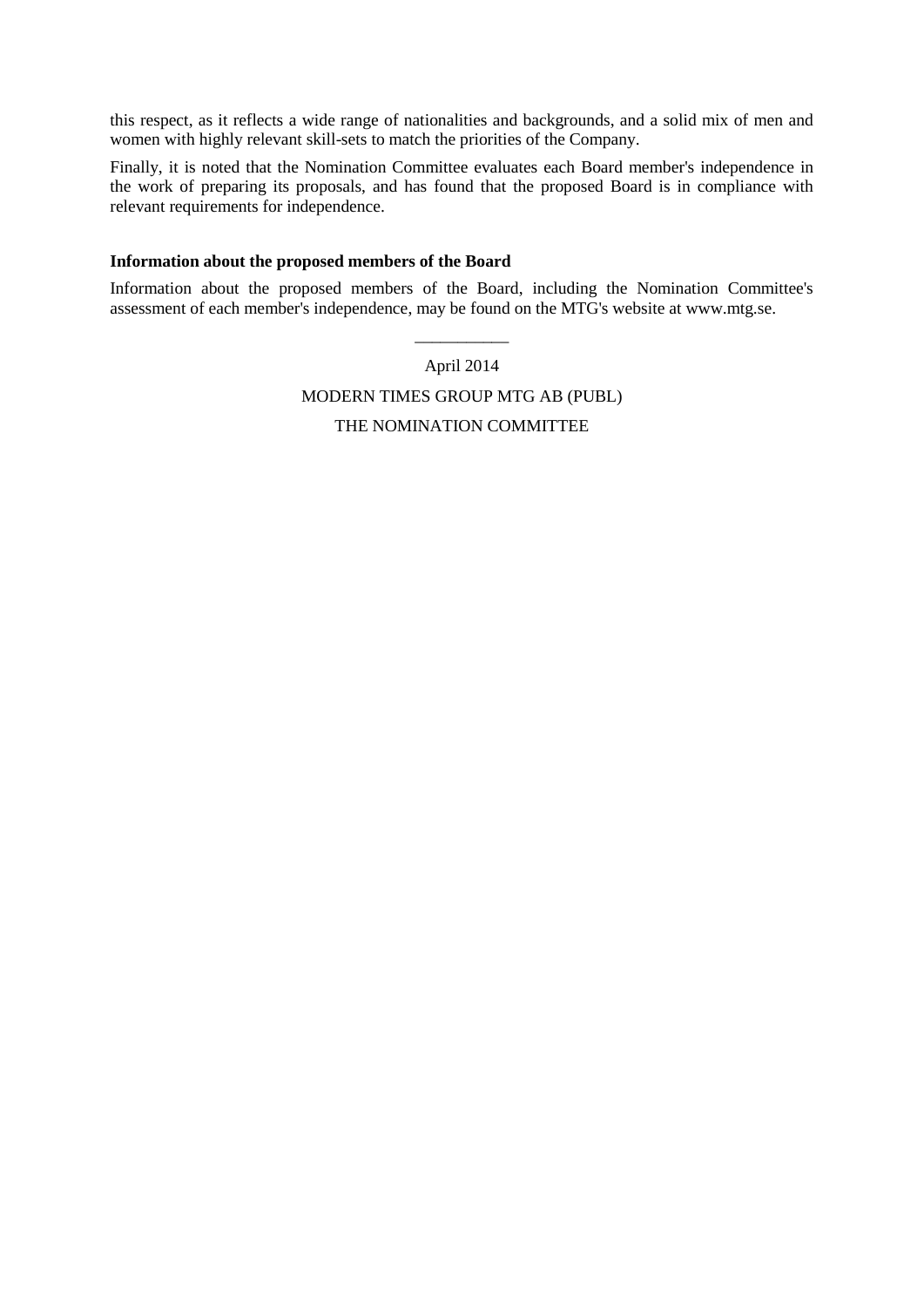this respect, as it reflects a wide range of nationalities and backgrounds, and a solid mix of men and women with highly relevant skill-sets to match the priorities of the Company.

Finally, it is noted that the Nomination Committee evaluates each Board member's independence in the work of preparing its proposals, and has found that the proposed Board is in compliance with relevant requirements for independence.

**Information about the proposed members of the Board**

Information about the proposed members of the Board, including the Nomination Committee's assessment of each member's independence, may be found on the MTG's website at www.mtg.se.

\_\_\_\_\_\_\_\_\_\_\_

April 2014

MODERN TIMES GROUP MTG AB (PUBL)

THE NOMINATION COMMITTEE